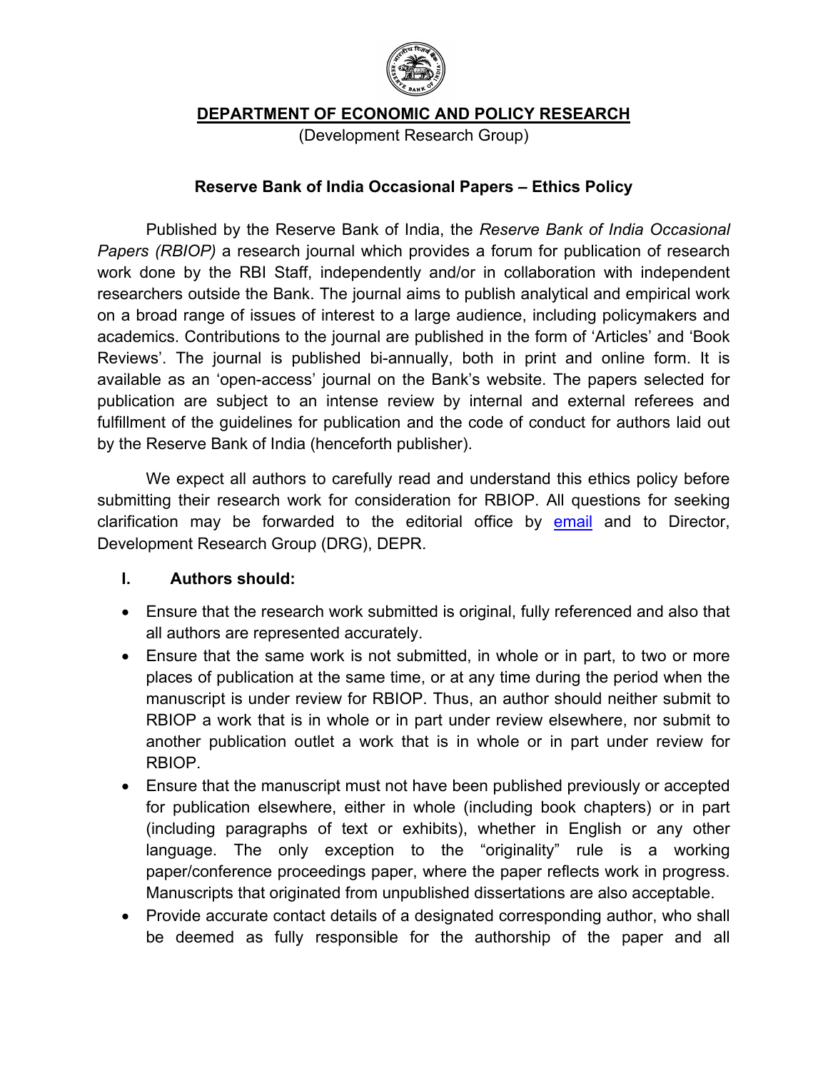# DEPARTMENT OF ECONOMIC AND POLICY RESEARCH

(Development Research Group)

## Reserve Bank of India Occasional Papers – Ethics Policy

Published by the Reserve Bank of India, the *Reserve Bank of India Occasional Papers (RBIOP)* a research journal which provides a forum for publication of research work done by the RBI Staff, independently and/or in collaboration with independent researchers outside the Bank. The journal aims to publish analytical and empirical work on a broad range of issues of interest to a large audience, including policymakers and academics. Contributions to the journal are published in the form of 'Articles' and 'Book Reviews'. The journal is published bi-annually, both in print and online form. It is available as an 'open-access' journal on the Bank's website. The papers selected for publication are subject to an intense review by internal and external referees and fulfillment of the guidelines for publication and the code of conduct for authors laid out by the Reserve Bank of India (henceforth publisher).

We expect all authors to carefully read and understand this ethics policy before submitting their research work for consideration for RBIOP. All questions for seeking clarification may be forwarded to the editorial office by email and to Director, Development Research Group (DRG), DEPR.

### I. Authors should:

- Ensure that the research work submitted is original, fully referenced and also that all authors are represented accurately.
- Ensure that the same work is not submitted, in whole or in part, to two or more places of publication at the same time, or at any time during the period when the manuscript is under review for RBIOP. Thus, an author should neither submit to RBIOP a work that is in whole or in part under review elsewhere, nor submit to another publication outlet a work that is in whole or in part under review for RBIOP.
- Ensure that the manuscript must not have been published previously or accepted for publication elsewhere, either in whole (including book chapters) or in part (including paragraphs of text or exhibits), whether in English or any other language. The only exception to the "originality" rule is a working paper/conference proceedings paper, where the paper reflects work in progress. Manuscripts that originated from unpublished dissertations are also acceptable.
- Provide accurate contact details of a designated corresponding author, who shall be deemed as fully responsible for the authorship of the paper and all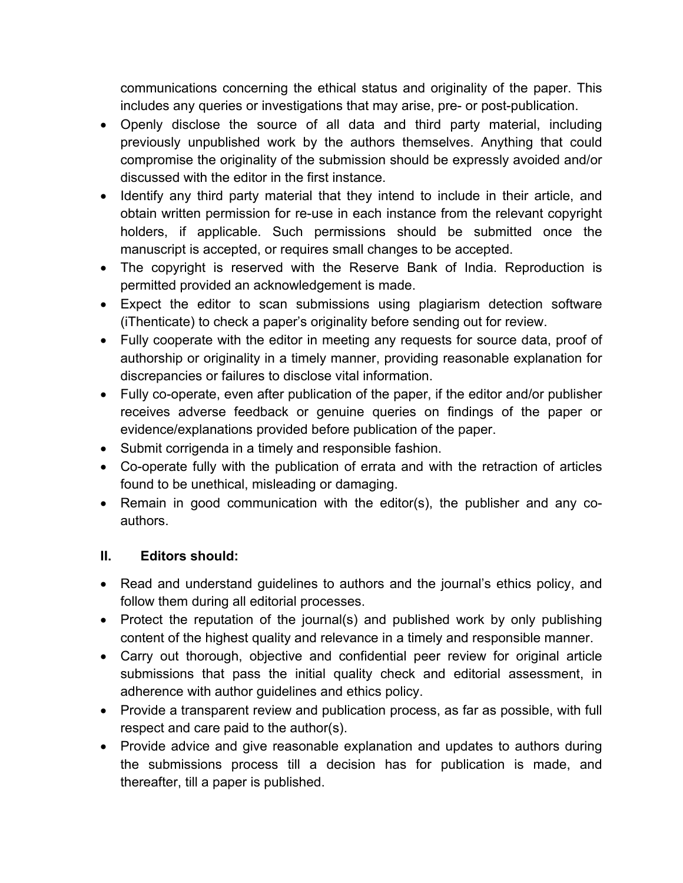communications concerning the ethical status and originality of the paper. This includes any queries or investigations that may arise, pre- or post-publication.

- Openly disclose the source of all data and third party material, including previously unpublished work by the authors themselves. Anything that could compromise the originality of the submission should be expressly avoided and/or discussed with the editor in the first instance.
- Identify any third party material that they intend to include in their article, and obtain written permission for re-use in each instance from the relevant copyright holders, if applicable. Such permissions should be submitted once the manuscript is accepted, or requires small changes to be accepted.
- The copyright is reserved with the Reserve Bank of India. Reproduction is permitted provided an acknowledgement is made.
- Expect the editor to scan submissions using plagiarism detection software (iThenticate) to check a paper's originality before sending out for review.
- Fully cooperate with the editor in meeting any requests for source data, proof of authorship or originality in a timely manner, providing reasonable explanation for discrepancies or failures to disclose vital information.
- Fully co-operate, even after publication of the paper, if the editor and/or publisher receives adverse feedback or genuine queries on findings of the paper or evidence/explanations provided before publication of the paper.
- Submit corrigenda in a timely and responsible fashion.
- Co-operate fully with the publication of errata and with the retraction of articles found to be unethical, misleading or damaging.
- Remain in good communication with the editor(s), the publisher and any co-authors.

## II. Editors should:

- Read and understand guidelines to authors and the journal's ethics policy, and follow them during all editorial processes.
- Protect the reputation of the journal(s) and published work by only publishing content of the highest quality and relevance in a timely and responsible manner.
- Carry out thorough, objective and confidential peer review for original article submissions that pass the initial quality check and editorial assessment, in adherence with author guidelines and ethics policy.
- Provide a transparent review and publication process, as far as possible, with full respect and care paid to the author(s).
- Provide advice and give reasonable explanation and updates to authors during the submissions process till a decision has for publication is made, and thereafter, till a paper is published.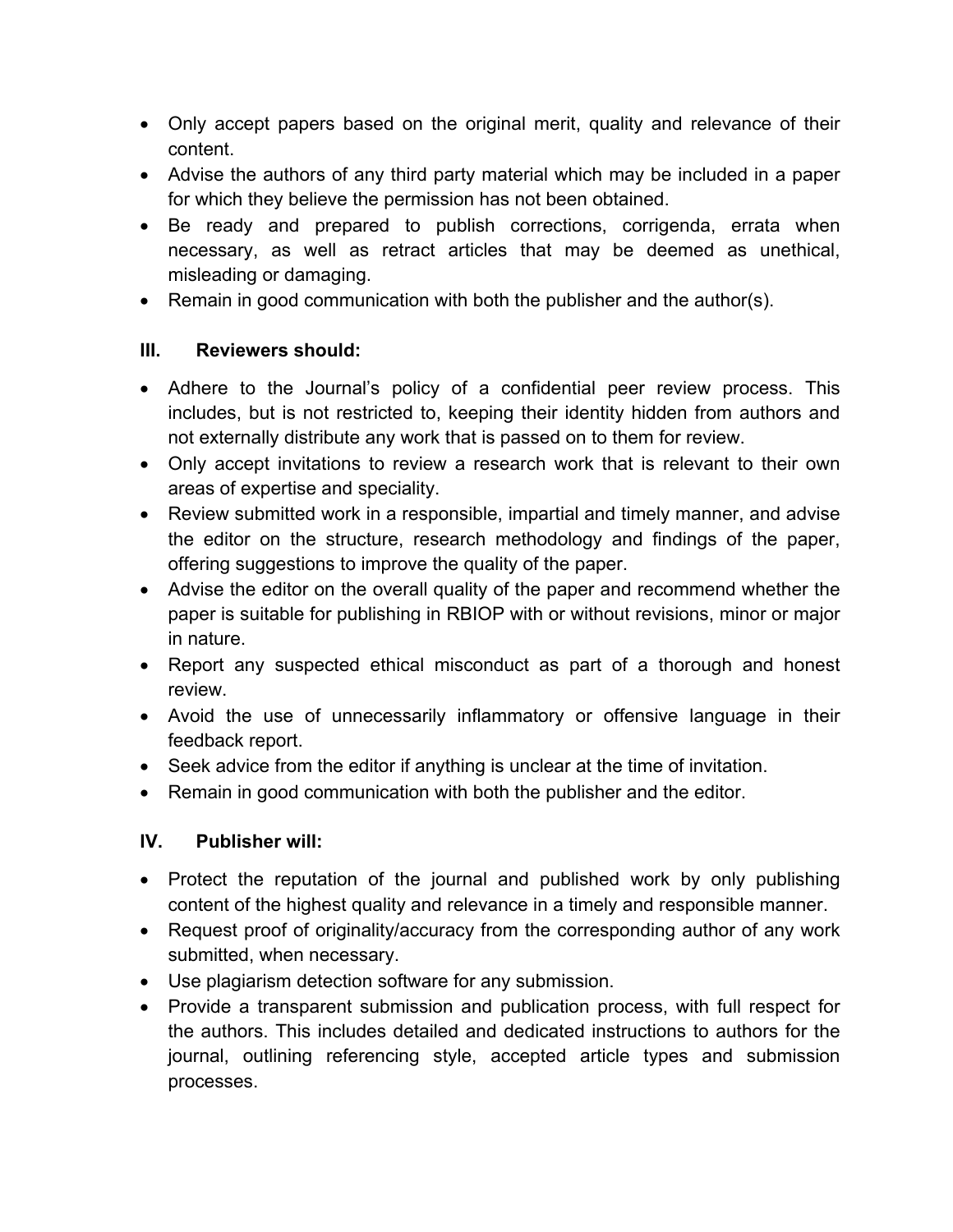- Only accept papers based on the original merit, quality and relevance of their content.
- Advise the authors of any third party material which may be included in a paper for which they believe the permission has not been obtained.
- Be ready and prepared to publish corrections, corrigenda, errata when necessary, as well as retract articles that may be deemed as unethical, misleading or damaging.
- Remain in good communication with both the publisher and the author(s).

### III. Reviewers should:

- Adhere to the Journal's policy of a confidential peer review process. This includes, but is not restricted to, keeping their identity hidden from authors and not externally distribute any work that is passed on to them for review.
- Only accept invitations to review a research work that is relevant to their own areas of expertise and speciality.
- Review submitted work in a responsible, impartial and timely manner, and advise the editor on the structure, research methodology and findings of the paper, offering suggestions to improve the quality of the paper.
- Advise the editor on the overall quality of the paper and recommend whether the paper is suitable for publishing in RBIOP with or without revisions, minor or major in nature.
- Report any suspected ethical misconduct as part of a thorough and honest review.
- Avoid the use of unnecessarily inflammatory or offensive language in their feedback report.
- Seek advice from the editor if anything is unclear at the time of invitation.
- Remain in good communication with both the publisher and the editor.

### IV. Publisher will:

- Protect the reputation of the journal and published work by only publishing content of the highest quality and relevance in a timely and responsible manner.
- Request proof of originality/accuracy from the corresponding author of any work submitted, when necessary.
- Use plagiarism detection software for any submission.
- Provide a transparent submission and publication process, with full respect for the authors. This includes detailed and dedicated instructions to authors for the journal, outlining referencing style, accepted article types and submission processes.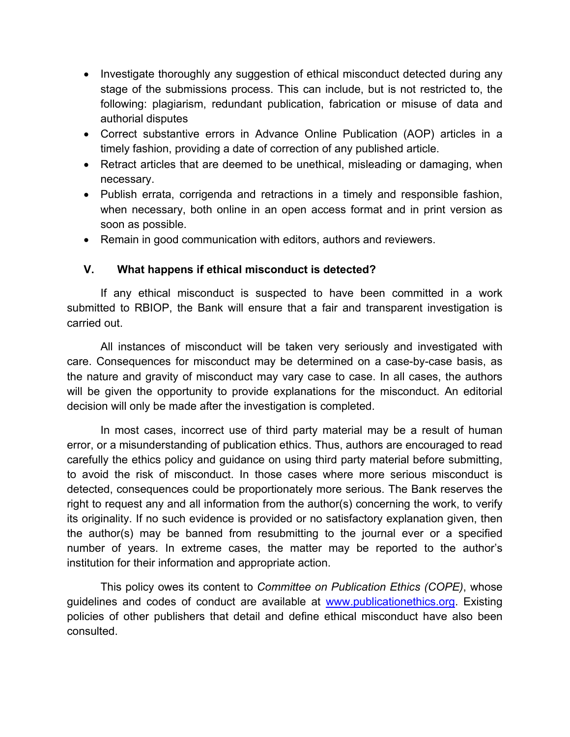- Investigate thoroughly any suggestion of ethical misconduct detected during any stage of the submissions process. This can include, but is not restricted to, the following: plagiarism, redundant publication, fabrication or misuse of data and authorial disputes
- Correct substantive errors in Advance Online Publication (AOP) articles in a timely fashion, providing a date of correction of any published article.
- Retract articles that are deemed to be unethical, misleading or damaging, when necessary.
- Publish errata, corrigenda and retractions in a timely and responsible fashion, when necessary, both online in an open access format and in print version as soon as possible.
- Remain in good communication with editors, authors and reviewers.

## V. What happens if ethical misconduct is detected?

If any ethical misconduct is suspected to have been committed in a work submitted to RBIOP, the Bank will ensure that a fair and transparent investigation is carried out.

All instances of misconduct will be taken very seriously and investigated with care. Consequences for misconduct may be determined on a case-by-case basis, as the nature and gravity of misconduct may vary case to case. In all cases, the authors will be given the opportunity to provide explanations for the misconduct. An editorial decision will only be made after the investigation is completed.

In most cases, incorrect use of third party material may be a result of human error, or a misunderstanding of publication ethics. Thus, authors are encouraged to read carefully the ethics policy and guidance on using third party material before submitting, to avoid the risk of misconduct. In those cases where more serious misconduct is detected, consequences could be proportionately more serious. The Bank reserves the right to request any and all information from the author(s) concerning the work, to verify its originality. If no such evidence is provided or no satisfactory explanation given, then the author(s) may be banned from resubmitting to the journal ever or a specified number of years. In extreme cases, the matter may be reported to the author's institution for their information and appropriate action.

This policy owes its content to *Committee on Publication Ethics (COPE)*, whose guidelines and codes of conduct are available at [www.publicationethics.org](http://www.publicationethics.org). Existing policies of other publishers that detail and define ethical misconduct have also been consulted.